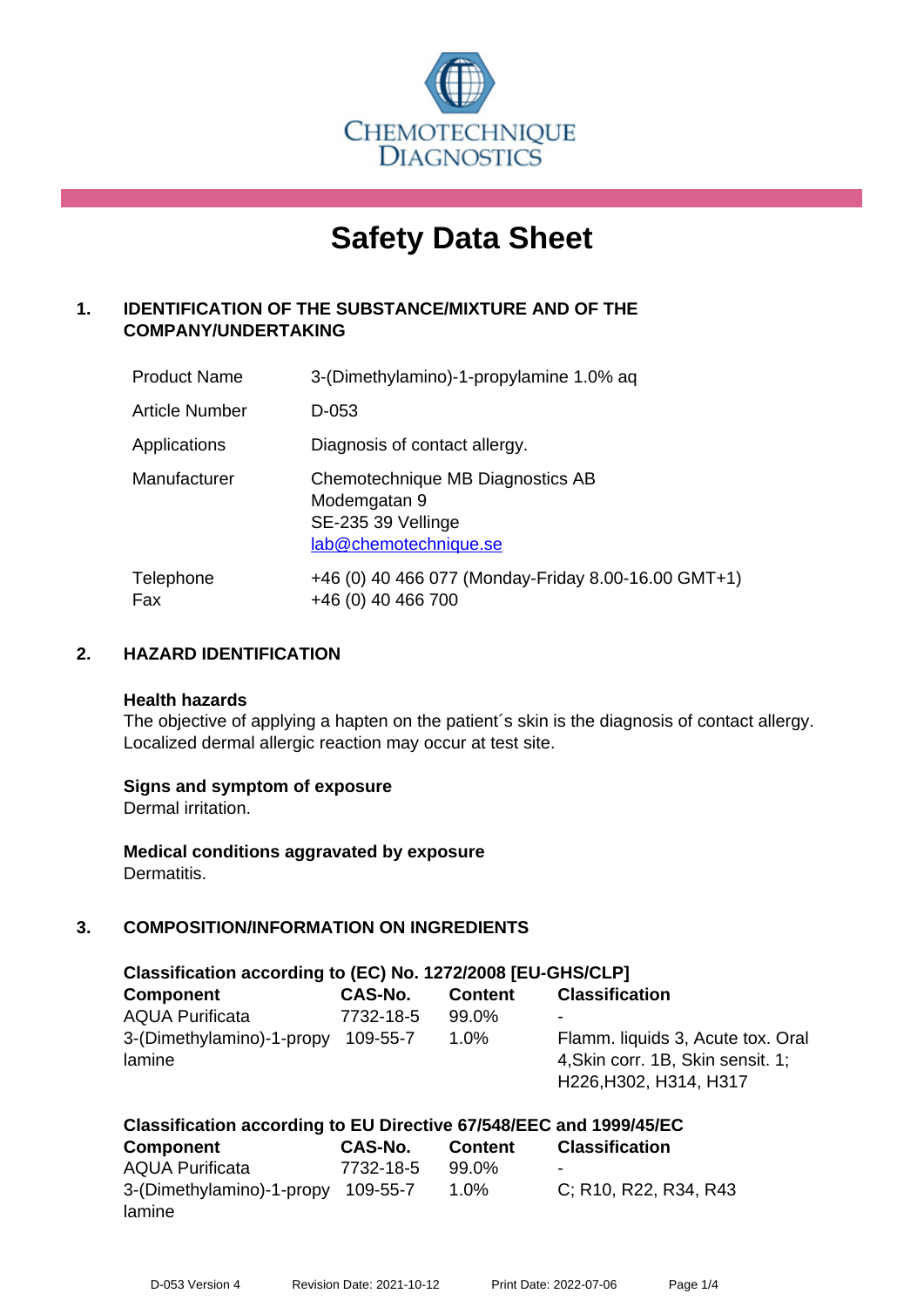CHEMOTECHNIQUE DIAGNOSTICS

# Safety Data Sheet

## 1. IDENTIFICATION OF THE SUBSTANCE/MIXTURE AND OF THE COMPANY/UNDERTAKING

| | |
|---|---|
| Product Name | 3-(Dimethylamino)-1-propylamine 1.0% aq |
| Article Number | D-053 |
| Applications | Diagnosis of contact allergy. |
| Manufacturer | Chemotechnique MB Diagnostics AB<br>Modemgatan 9<br>SE-235 39 Vellinge<br>lab@chemotechnique.se |
| Telephone<br>Fax | +46 (0) 40 466 077 (Monday-Friday 8.00-16.00 GMT+1)<br>+46 (0) 40 466 700 |

## 2. HAZARD IDENTIFICATION

**Health hazards**

The objective of applying a hapten on the patient´s skin is the diagnosis of contact allergy. Localized dermal allergic reaction may occur at test site.

**Signs and symptom of exposure**

Dermal irritation.

**Medical conditions aggravated by exposure**

Dermatitis.

## 3. COMPOSITION/INFORMATION ON INGREDIENTS

**Classification according to (EC) No. 1272/2008 [EU-GHS/CLP]**

| Component | CAS-No. | Content | Classification |
|---|---|---|---|
| AQUA Purificata | 7732-18-5 | 99.0% | - |
| 3-(Dimethylamino)-1-propylamine | 109-55-7 | 1.0% | Flamm. liquids 3, Acute tox. Oral 4,Skin corr. 1B, Skin sensit. 1; H226,H302, H314, H317 |

**Classification according to EU Directive 67/548/EEC and 1999/45/EC**

| Component | CAS-No. | Content | Classification |
|---|---|---|---|
| AQUA Purificata | 7732-18-5 | 99.0% | - |
| 3-(Dimethylamino)-1-propylamine | 109-55-7 | 1.0% | C; R10, R22, R34, R43 |

D-053 Version 4 Revision Date: 2021-10-12 Print Date: 2022-07-06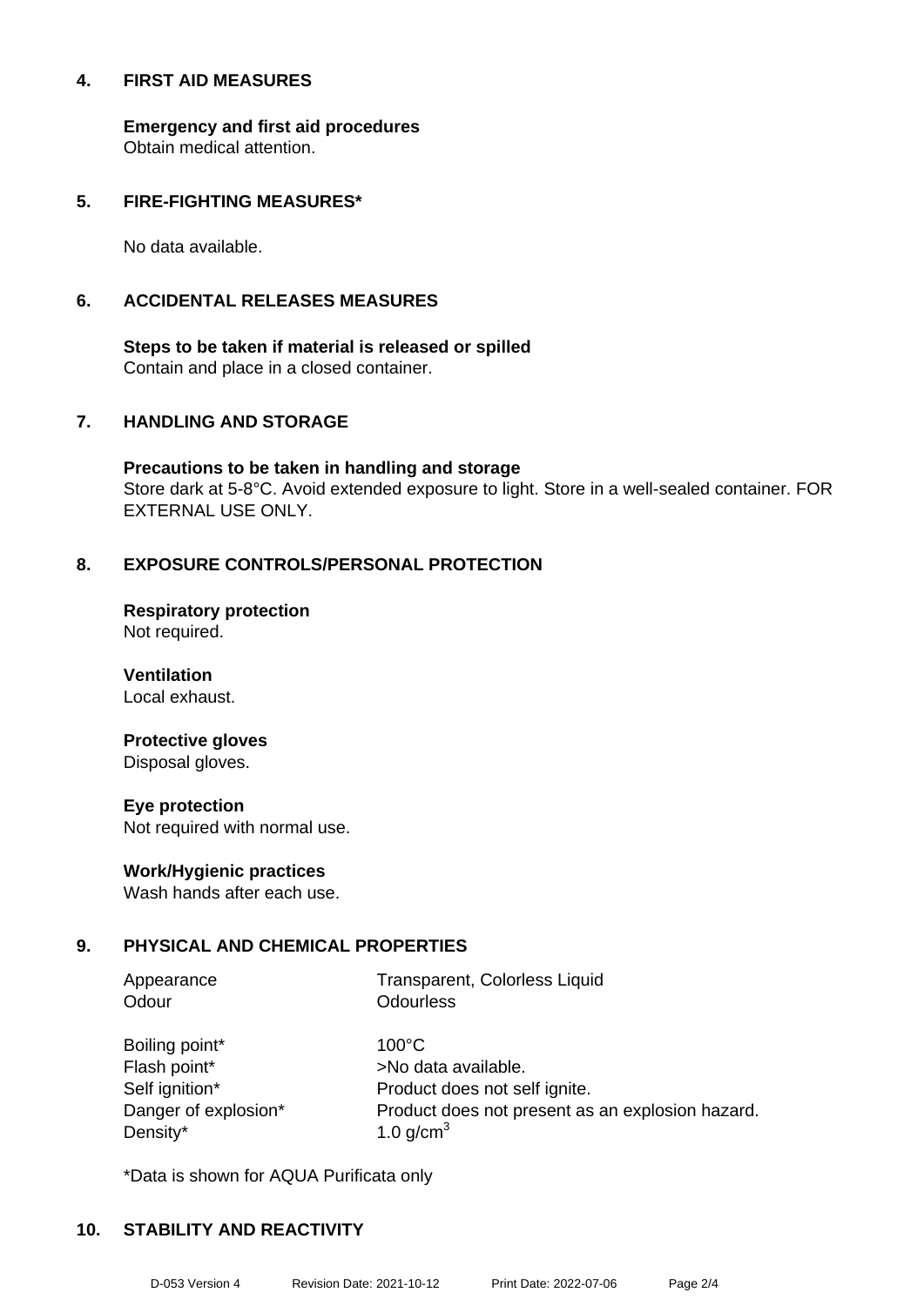## 4. FIRST AID MEASURES

**Emergency and first aid procedures**
Obtain medical attention.

## 5. FIRE-FIGHTING MEASURES*

No data available.

## 6. ACCIDENTAL RELEASES MEASURES

**Steps to be taken if material is released or spilled**
Contain and place in a closed container.

## 7. HANDLING AND STORAGE

**Precautions to be taken in handling and storage**
Store dark at 5-8°C. Avoid extended exposure to light. Store in a well-sealed container. FOR EXTERNAL USE ONLY.

## 8. EXPOSURE CONTROLS/PERSONAL PROTECTION

**Respiratory protection**
Not required.

**Ventilation**
Local exhaust.

**Protective gloves**
Disposal gloves.

**Eye protection**
Not required with normal use.

**Work/Hygienic practices**
Wash hands after each use.

## 9. PHYSICAL AND CHEMICAL PROPERTIES

| | |
|---|---|
| Appearance | Transparent, Colorless Liquid |
| Odour | Odourless |
| Boiling point* | 100°C |
| Flash point* | >No data available. |
| Self ignition* | Product does not self ignite. |
| Danger of explosion* | Product does not present as an explosion hazard. |
| Density* | 1.0 g/cm$^3$ |

*Data is shown for AQUA Purificata only

## 10. STABILITY AND REACTIVITY

D-053 Version 4 Revision Date: 2021-10-12 Print Date: 2022-07-06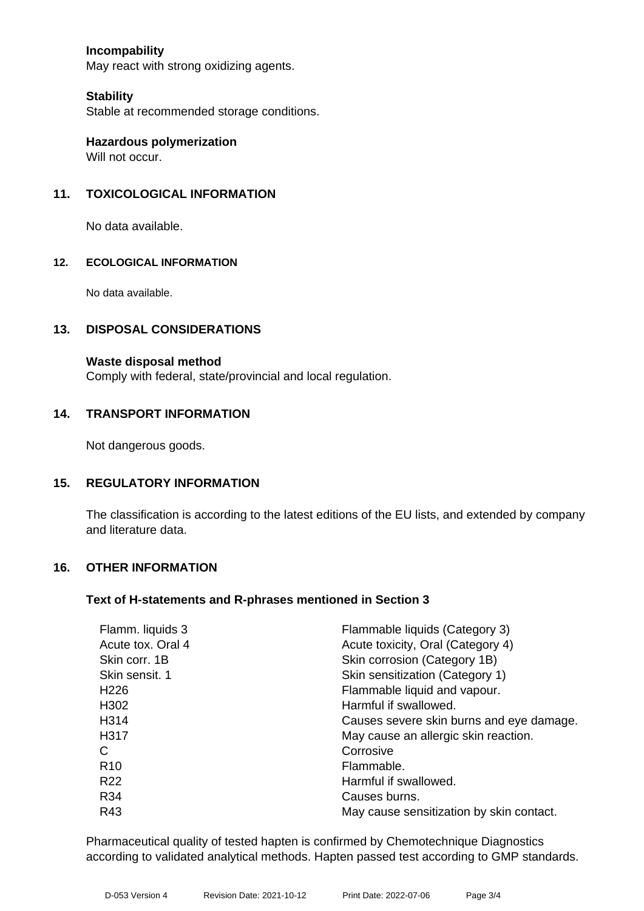**Incompability**
May react with strong oxidizing agents.

**Stability**
Stable at recommended storage conditions.

**Hazardous polymerization**
Will not occur.

## 11. TOXICOLOGICAL INFORMATION

No data available.

## 12. ECOLOGICAL INFORMATION

No data available.

## 13. DISPOSAL CONSIDERATIONS

**Waste disposal method**
Comply with federal, state/provincial and local regulation.

## 14. TRANSPORT INFORMATION

Not dangerous goods.

## 15. REGULATORY INFORMATION

The classification is according to the latest editions of the EU lists, and extended by company and literature data.

## 16. OTHER INFORMATION

### Text of H-statements and R-phrases mentioned in Section 3

| | |
|---|---|
| Flamm. liquids 3 | Flammable liquids (Category 3) |
| Acute tox. Oral 4 | Acute toxicity, Oral (Category 4) |
| Skin corr. 1B | Skin corrosion (Category 1B) |
| Skin sensit. 1 | Skin sensitization (Category 1) |
| H226 | Flammable liquid and vapour. |
| H302 | Harmful if swallowed. |
| H314 | Causes severe skin burns and eye damage. |
| H317 | May cause an allergic skin reaction. |
| C | Corrosive |
| R10 | Flammable. |
| R22 | Harmful if swallowed. |
| R34 | Causes burns. |
| R43 | May cause sensitization by skin contact. |

Pharmaceutical quality of tested hapten is confirmed by Chemotechnique Diagnostics according to validated analytical methods. Hapten passed test according to GMP standards.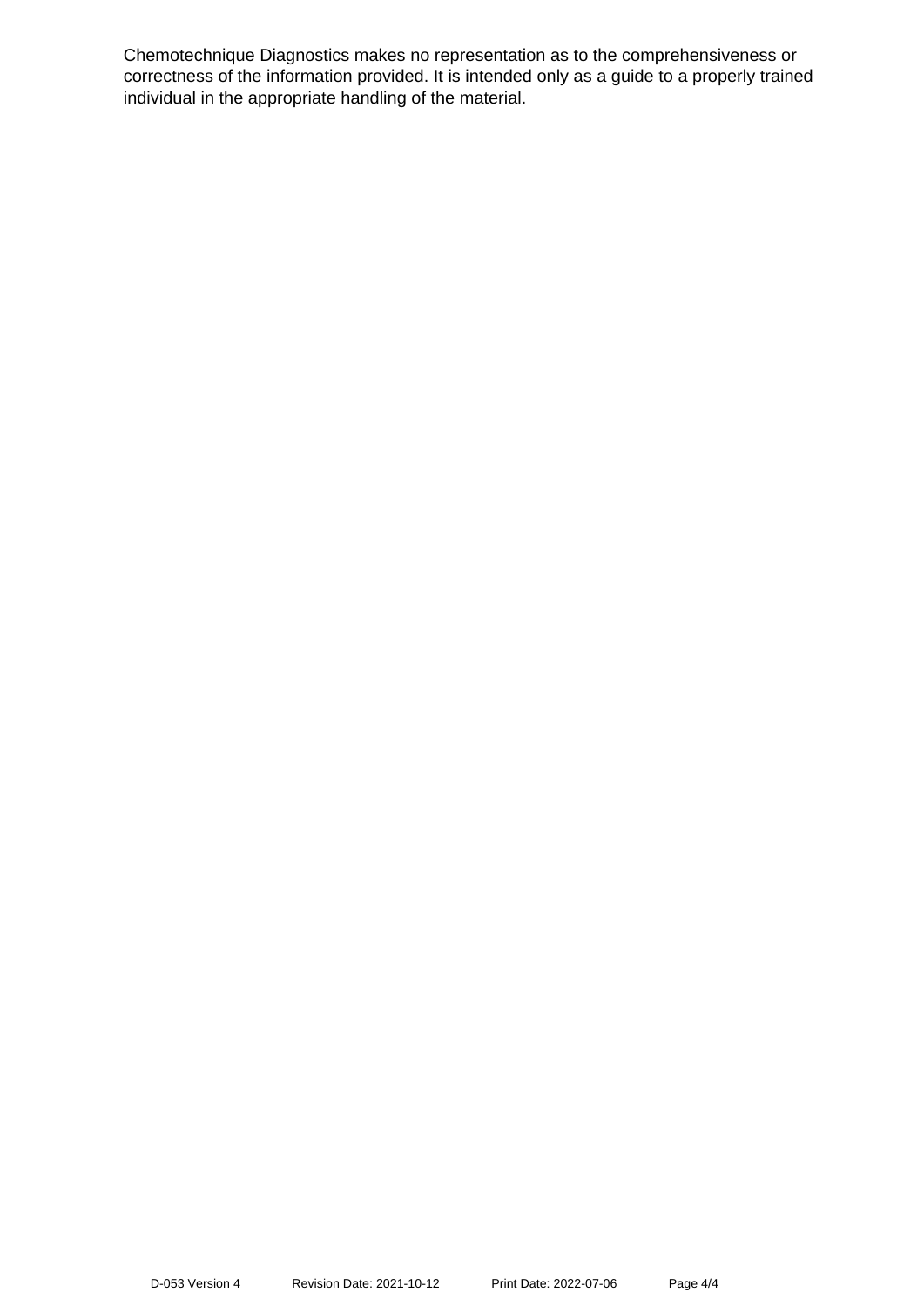Chemotechnique Diagnostics makes no representation as to the comprehensiveness or correctness of the information provided. It is intended only as a guide to a properly trained individual in the appropriate handling of the material.